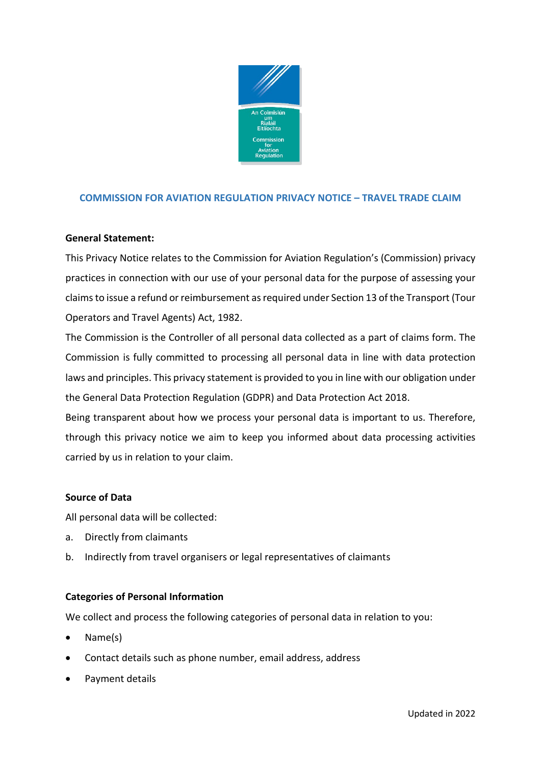# COMMISSION FOR AVIATION REGULATION PRIVACY NOTICE – TRAVEL TRADE CLAIM

**General Statement:**

This Privacy Notice relates to the Commission for Aviation Regulation's (Commission) privacy practices in connection with our use of your personal data for the purpose of assessing your claims to issue a refund or reimbursement as required under Section 13 of the Transport (Tour Operators and Travel Agents) Act, 1982.

The Commission is the Controller of all personal data collected as a part of claims form. The Commission is fully committed to processing all personal data in line with data protection laws and principles. This privacy statement is provided to you in line with our obligation under the General Data Protection Regulation (GDPR) and Data Protection Act 2018.

Being transparent about how we process your personal data is important to us. Therefore, through this privacy notice we aim to keep you informed about data processing activities carried by us in relation to your claim.

**Source of Data**

All personal data will be collected:

a. Directly from claimants
b. Indirectly from travel organisers or legal representatives of claimants

**Categories of Personal Information**

We collect and process the following categories of personal data in relation to you:

- Name(s)
- Contact details such as phone number, email address, address
- Payment details

Updated in 2022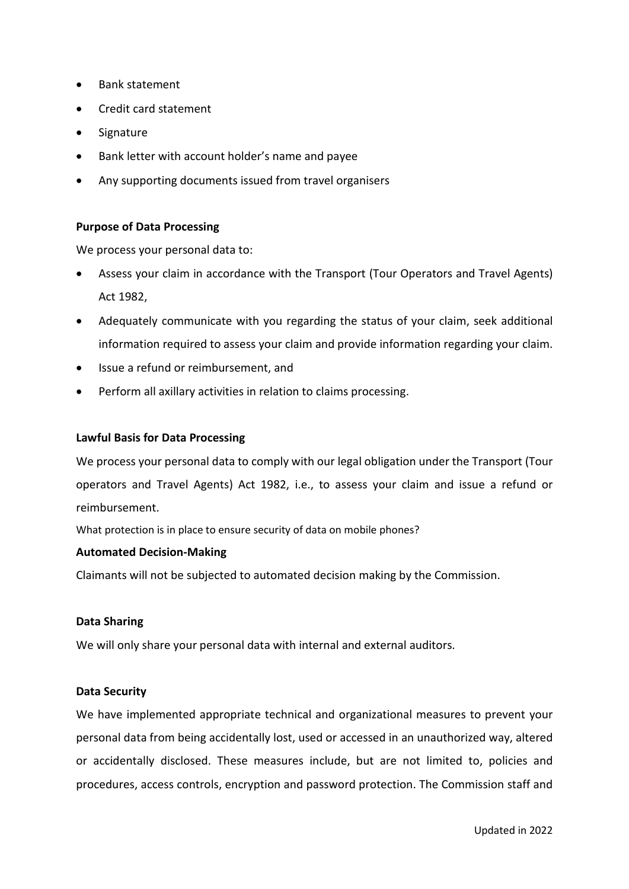- Bank statement
- Credit card statement
- Signature
- Bank letter with account holder's name and payee
- Any supporting documents issued from travel organisers

**Purpose of Data Processing**

We process your personal data to:

- Assess your claim in accordance with the Transport (Tour Operators and Travel Agents) Act 1982,
- Adequately communicate with you regarding the status of your claim, seek additional information required to assess your claim and provide information regarding your claim.
- Issue a refund or reimbursement, and
- Perform all axillary activities in relation to claims processing.

**Lawful Basis for Data Processing**

We process your personal data to comply with our legal obligation under the Transport (Tour operators and Travel Agents) Act 1982, i.e., to assess your claim and issue a refund or reimbursement.

What protection is in place to ensure security of data on mobile phones?

**Automated Decision-Making**

Claimants will not be subjected to automated decision making by the Commission.

**Data Sharing**

We will only share your personal data with internal and external auditors.

**Data Security**

We have implemented appropriate technical and organizational measures to prevent your personal data from being accidentally lost, used or accessed in an unauthorized way, altered or accidentally disclosed. These measures include, but are not limited to, policies and procedures, access controls, encryption and password protection. The Commission staff and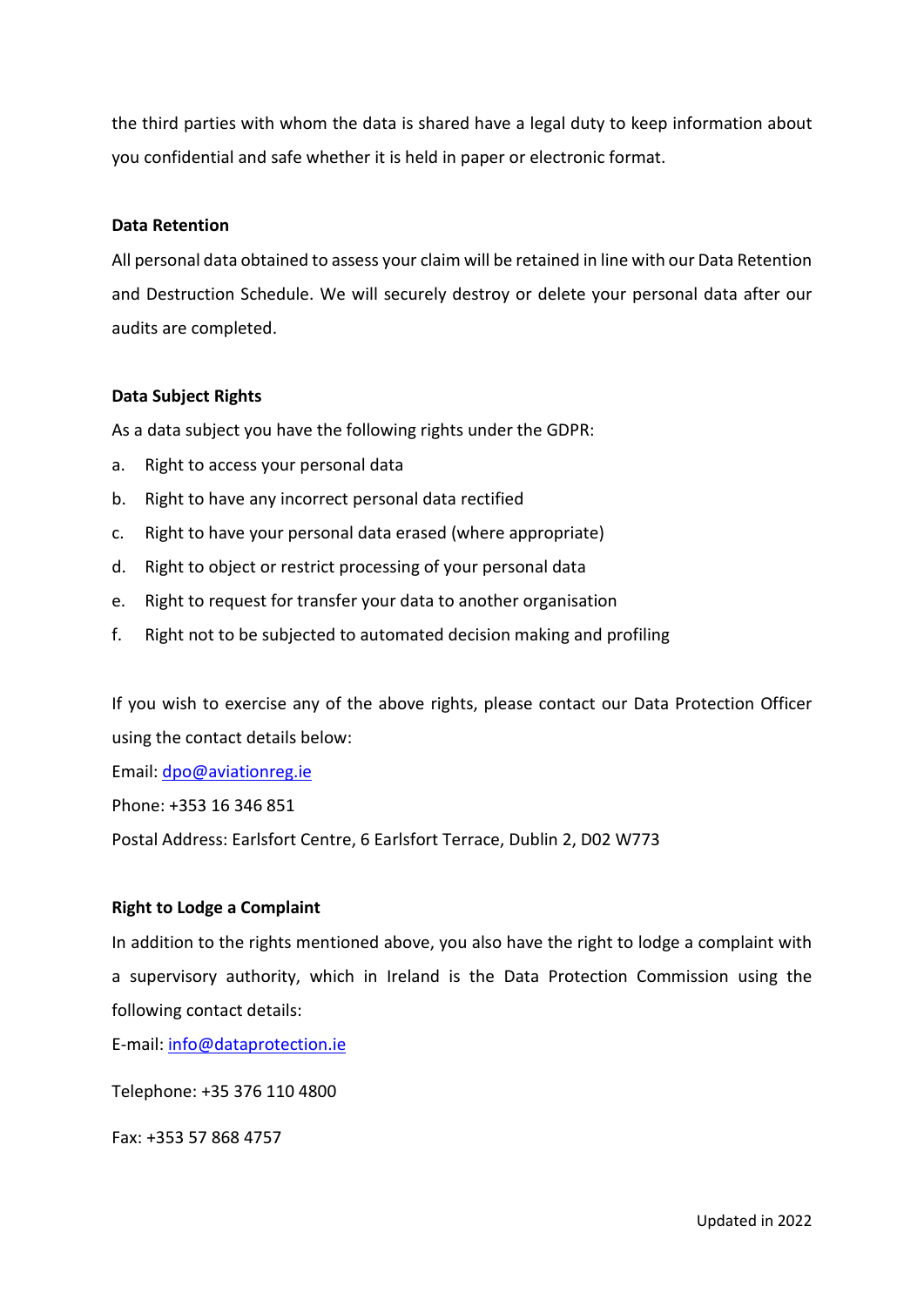the third parties with whom the data is shared have a legal duty to keep information about you confidential and safe whether it is held in paper or electronic format.

**Data Retention**

All personal data obtained to assess your claim will be retained in line with our Data Retention and Destruction Schedule. We will securely destroy or delete your personal data after our audits are completed.

**Data Subject Rights**

As a data subject you have the following rights under the GDPR:

a. Right to access your personal data
b. Right to have any incorrect personal data rectified
c. Right to have your personal data erased (where appropriate)
d. Right to object or restrict processing of your personal data
e. Right to request for transfer your data to another organisation
f. Right not to be subjected to automated decision making and profiling

If you wish to exercise any of the above rights, please contact our Data Protection Officer using the contact details below:

Email: dpo@aviationreg.ie

Phone: +353 16 346 851

Postal Address: Earlsfort Centre, 6 Earlsfort Terrace, Dublin 2, D02 W773

**Right to Lodge a Complaint**

In addition to the rights mentioned above, you also have the right to lodge a complaint with a supervisory authority, which in Ireland is the Data Protection Commission using the following contact details:

E-mail: info@dataprotection.ie

Telephone: +35 376 110 4800

Fax: +353 57 868 4757

Updated in 2022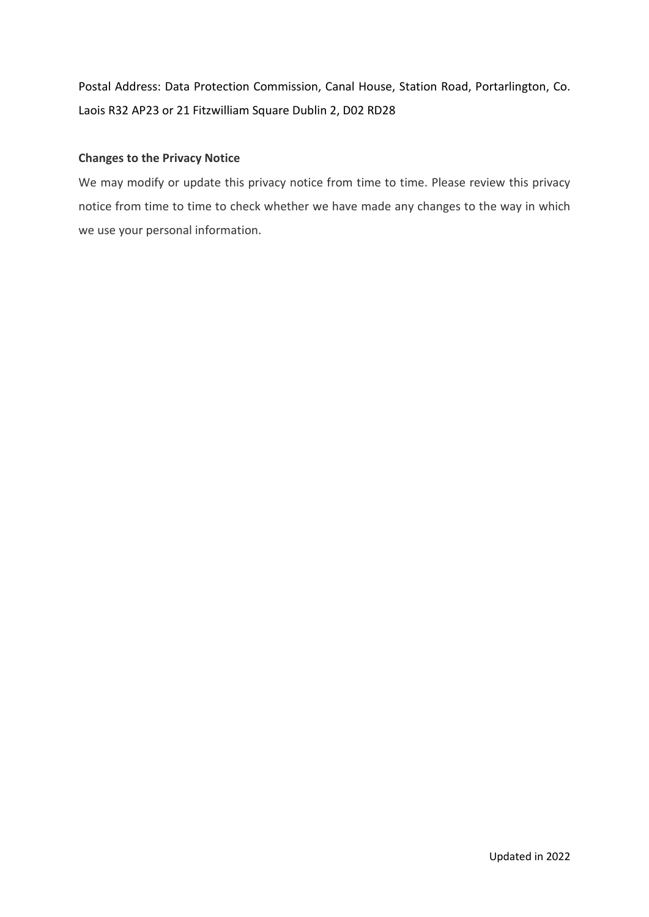Postal Address: Data Protection Commission, Canal House, Station Road, Portarlington, Co. Laois R32 AP23 or 21 Fitzwilliam Square Dublin 2, D02 RD28

**Changes to the Privacy Notice**

We may modify or update this privacy notice from time to time. Please review this privacy notice from time to time to check whether we have made any changes to the way in which we use your personal information.

Updated in 2022